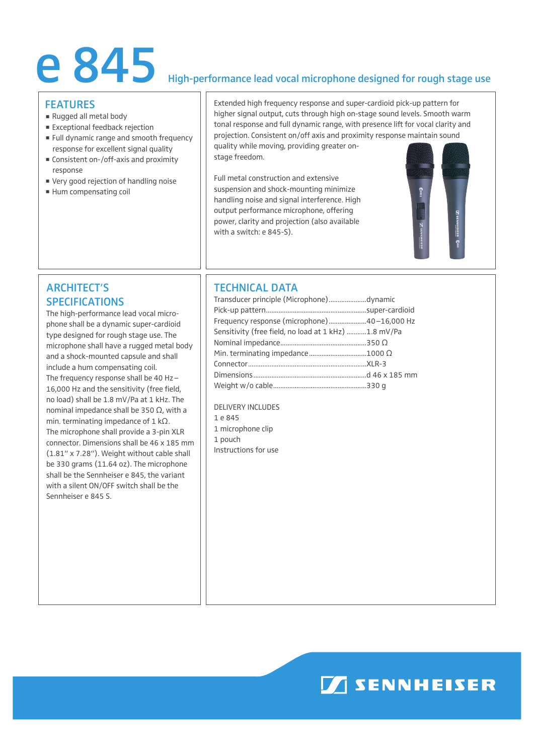# e 845 High-performance lead vocal microphone designed for rough stage use

## FEATURES

- Rugged all metal body
- Exceptional feedback rejection
- Full dynamic range and smooth frequency response for excellent signal quality
- Consistent on-/off-axis and proximity response
- Very good rejection of handling noise
- Hum compensating coil

Extended high frequency response and super-cardioid pick-up pattern for higher signal output, cuts through high on-stage sound levels. Smooth warm tonal response and full dynamic range, with presence lift for vocal clarity and projection. Consistent on/off axis and proximity response maintain sound quality while moving, providing greater on-stage freedom.

Full metal construction and extensive suspension and shock-mounting minimize handling noise and signal interference. High output performance microphone, offering power, clarity and projection (also available with a switch: e 845-S).

## ARCHITECT'S SPECIFICATIONS

The high-performance lead vocal microphone shall be a dynamic super-cardioid type designed for rough stage use. The microphone shall have a rugged metal body and a shock-mounted capsule and shall include a hum compensating coil.
The frequency response shall be 40 Hz – 16,000 Hz and the sensitivity (free field, no load) shall be 1.8 mV/Pa at 1 kHz. The nominal impedance shall be 350 Ω, with a min. terminating impedance of 1 kΩ.
The microphone shall provide a 3-pin XLR connector. Dimensions shall be 46 x 185 mm (1.81" x 7.28"). Weight without cable shall be 330 grams (11.64 oz). The microphone shall be the Sennheiser e 845, the variant with a silent ON/OFF switch shall be the Sennheiser e 845 S.

## TECHNICAL DATA

| | |
|---|---|
| Transducer principle (Microphone) | dynamic |
| Pick-up pattern | super-cardioid |
| Frequency response (microphone) | 40 – 16,000 Hz |
| Sensitivity (free field, no load at 1 kHz) | 1.8 mV/Pa |
| Nominal impedance | 350 Ω |
| Min. terminating impedance | 1000 Ω |
| Connector | XLR-3 |
| Dimensions | d 46 x 185 mm |
| Weight w/o cable | 330 g |

DELIVERY INCLUDES

1 e 845
1 microphone clip
1 pouch
Instructions for use

SENNHEISER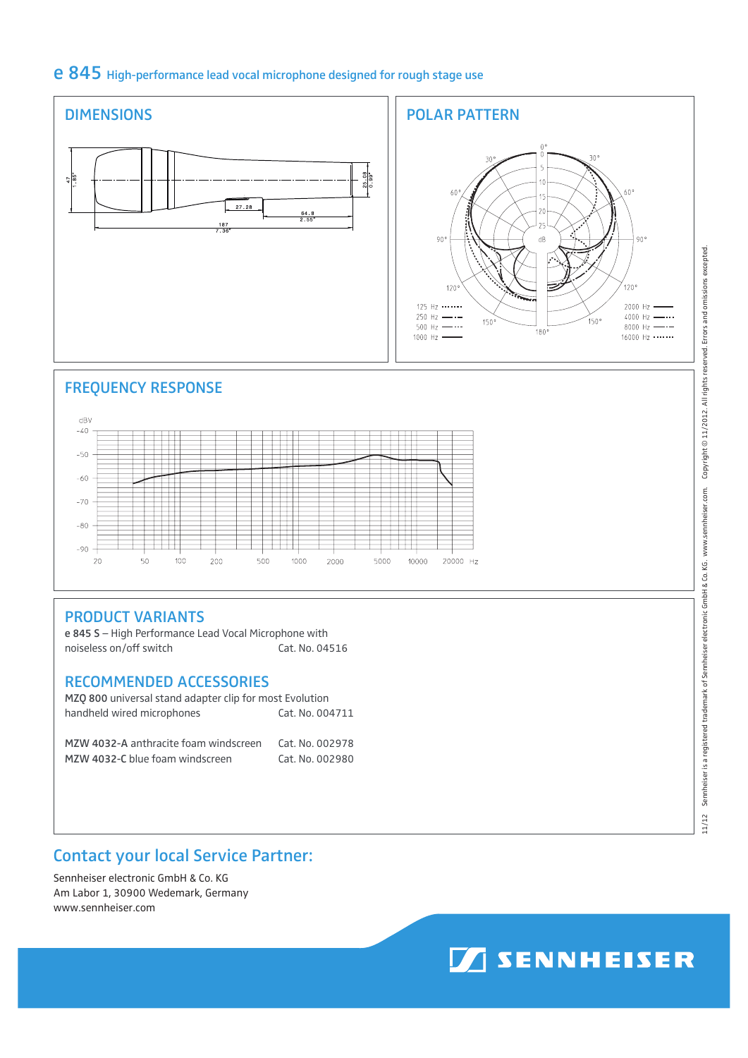# e 845 High-performance lead vocal microphone designed for rough stage use

## DIMENSIONS

47
1.85"

25.08
0.99"

27.28

64.8
2.55"

187
7.36"

## POLAR PATTERN

0°
30°
30°
60°
60°
90°
90°
120°
120°
150°
150°
180°
0
5
10
15
20
25
dB

125 Hz
250 Hz
500 Hz
1000 Hz
2000 Hz
4000 Hz
8000 Hz
16000 Hz

## FREQUENCY RESPONSE

dBV
-40
-50
-60
-70
-80
-90

20 50 100 200 500 1000 2000 5000 10000 20000 Hz

## PRODUCT VARIANTS

**e 845 S** – High Performance Lead Vocal Microphone with noiseless on/off switch — Cat. No. 04516

## RECOMMENDED ACCESSORIES

**MZQ 800** universal stand adapter clip for most Evolution handheld wired microphones — Cat. No. 004711

**MZW 4032-A** anthracite foam windscreen — Cat. No. 002978

**MZW 4032-C** blue foam windscreen — Cat. No. 002980

## Contact your local Service Partner:

Sennheiser electronic GmbH & Co. KG
Am Labor 1, 30900 Wedemark, Germany
www.sennheiser.com

SENNHEISER

11/12 Sennheiser is a registered trademark of Sennheiser electronic GmbH & Co. KG. www.sennheiser.com. Copyright © 11/2012. All rights reserved. Errors and omissions excepted.